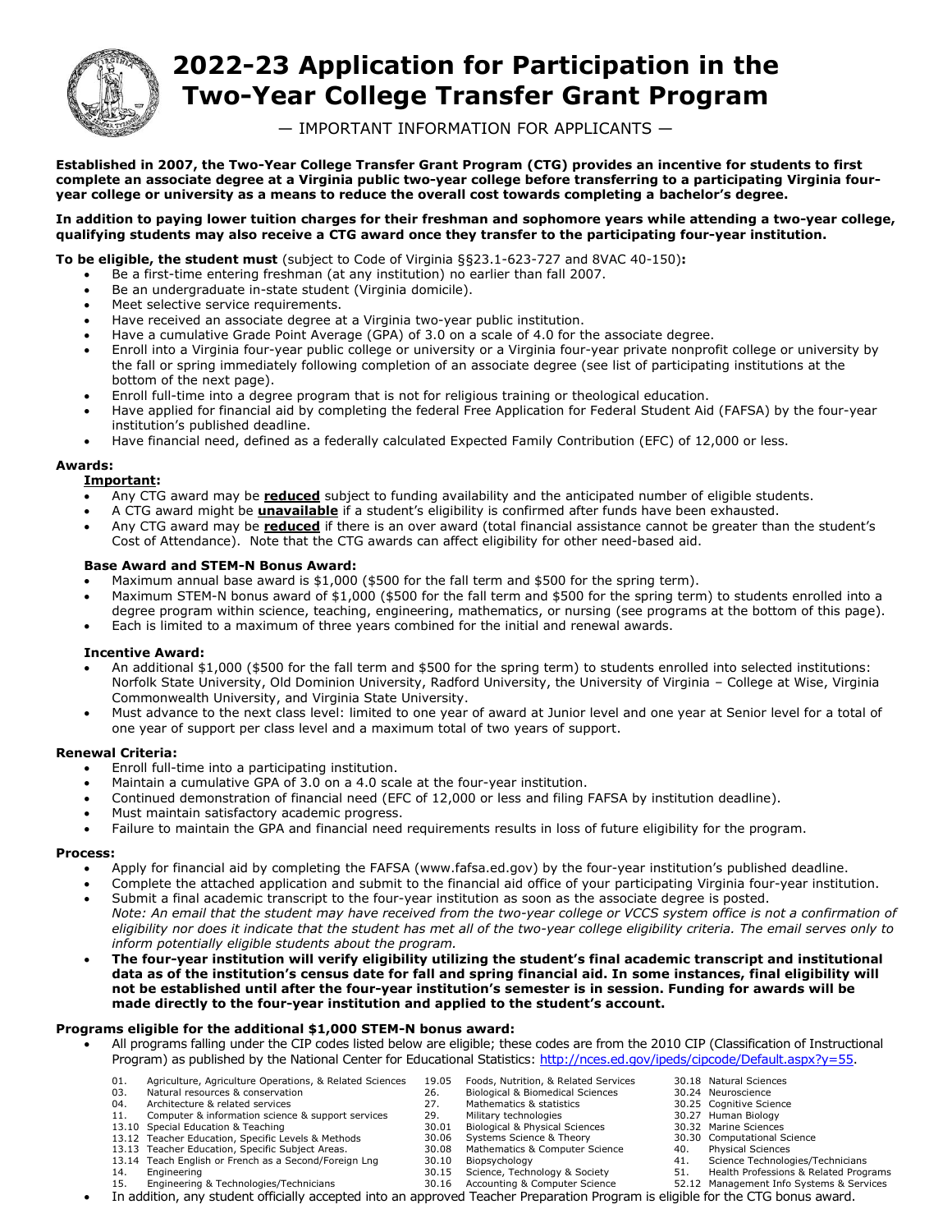# 2022-23 Application for Participation in the Two-Year College Transfer Grant Program

— IMPORTANT INFORMATION FOR APPLICANTS —

**Established in 2007, the Two-Year College Transfer Grant Program (CTG) provides an incentive for students to first complete an associate degree at a Virginia public two-year college before transferring to a participating Virginia four-year college or university as a means to reduce the overall cost towards completing a bachelor's degree.**

**In addition to paying lower tuition charges for their freshman and sophomore years while attending a two-year college, qualifying students may also receive a CTG award once they transfer to the participating four-year institution.**

**To be eligible, the student must** (subject to Code of Virginia §§23.1-623-727 and 8VAC 40-150)**:**

- Be a first-time entering freshman (at any institution) no earlier than fall 2007.
- Be an undergraduate in-state student (Virginia domicile).
- Meet selective service requirements.
- Have received an associate degree at a Virginia two-year public institution.
- Have a cumulative Grade Point Average (GPA) of 3.0 on a scale of 4.0 for the associate degree.
- Enroll into a Virginia four-year public college or university or a Virginia four-year private nonprofit college or university by the fall or spring immediately following completion of an associate degree (see list of participating institutions at the bottom of the next page).
- Enroll full-time into a degree program that is not for religious training or theological education.
- Have applied for financial aid by completing the federal Free Application for Federal Student Aid (FAFSA) by the four-year institution's published deadline.
- Have financial need, defined as a federally calculated Expected Family Contribution (EFC) of 12,000 or less.

## Awards:

**Important:**

- Any CTG award may be **reduced** subject to funding availability and the anticipated number of eligible students.
- A CTG award might be **unavailable** if a student's eligibility is confirmed after funds have been exhausted.
- Any CTG award may be **reduced** if there is an over award (total financial assistance cannot be greater than the student's Cost of Attendance). Note that the CTG awards can affect eligibility for other need-based aid.

### Base Award and STEM-N Bonus Award:

- Maximum annual base award is $1,000 ($500 for the fall term and $500 for the spring term).
- Maximum STEM-N bonus award of $1,000 ($500 for the fall term and $500 for the spring term) to students enrolled into a degree program within science, teaching, engineering, mathematics, or nursing (see programs at the bottom of this page).
- Each is limited to a maximum of three years combined for the initial and renewal awards.

### Incentive Award:

- An additional $1,000 ($500 for the fall term and $500 for the spring term) to students enrolled into selected institutions: Norfolk State University, Old Dominion University, Radford University, the University of Virginia – College at Wise, Virginia Commonwealth University, and Virginia State University.
- Must advance to the next class level: limited to one year of award at Junior level and one year at Senior level for a total of one year of support per class level and a maximum total of two years of support.

## Renewal Criteria:

- Enroll full-time into a participating institution.
- Maintain a cumulative GPA of 3.0 on a 4.0 scale at the four-year institution.
- Continued demonstration of financial need (EFC of 12,000 or less and filing FAFSA by institution deadline).
- Must maintain satisfactory academic progress.
- Failure to maintain the GPA and financial need requirements results in loss of future eligibility for the program.

## Process:

- Apply for financial aid by completing the FAFSA (www.fafsa.ed.gov) by the four-year institution's published deadline.
- Complete the attached application and submit to the financial aid office of your participating Virginia four-year institution.
- Submit a final academic transcript to the four-year institution as soon as the associate degree is posted.
  *Note: An email that the student may have received from the two-year college or VCCS system office is not a confirmation of eligibility nor does it indicate that the student has met all of the two-year college eligibility criteria. The email serves only to inform potentially eligible students about the program.*
- **The four-year institution will verify eligibility utilizing the student's final academic transcript and institutional data as of the institution's census date for fall and spring financial aid. In some instances, final eligibility will not be established until after the four-year institution's semester is in session. Funding for awards will be made directly to the four-year institution and applied to the student's account.**

## Programs eligible for the additional $1,000 STEM-N bonus award:

- All programs falling under the CIP codes listed below are eligible; these codes are from the 2010 CIP (Classification of Instructional Program) as published by the National Center for Educational Statistics: http://nces.ed.gov/ipeds/cipcode/Default.aspx?y=55.

| Code | Program |
|---|---|
| 01. | Agriculture, Agriculture Operations, & Related Sciences |
| 03. | Natural resources & conservation |
| 04. | Architecture & related services |
| 11. | Computer & information science & support services |
| 13.10 | Special Education & Teaching |
| 13.12 | Teacher Education, Specific Levels & Methods |
| 13.13 | Teacher Education, Specific Subject Areas. |
| 13.14 | Teach English or French as a Second/Foreign Lng |
| 14. | Engineering |
| 15. | Engineering & Technologies/Technicians |
| 19.05 | Foods, Nutrition, & Related Services |
| 26. | Biological & Biomedical Sciences |
| 27. | Mathematics & statistics |
| 29. | Military technologies |
| 30.01 | Biological & Physical Sciences |
| 30.06 | Systems Science & Theory |
| 30.08 | Mathematics & Computer Science |
| 30.10 | Biopsychology |
| 30.15 | Science, Technology & Society |
| 30.16 | Accounting & Computer Science |
| 30.18 | Natural Sciences |
| 30.24 | Neuroscience |
| 30.25 | Cognitive Science |
| 30.27 | Human Biology |
| 30.32 | Marine Sciences |
| 30.30 | Computational Science |
| 40. | Physical Sciences |
| 41. | Science Technologies/Technicians |
| 51. | Health Professions & Related Programs |
| 52.12 | Management Info Systems & Services |

- In addition, any student officially accepted into an approved Teacher Preparation Program is eligible for the CTG bonus award.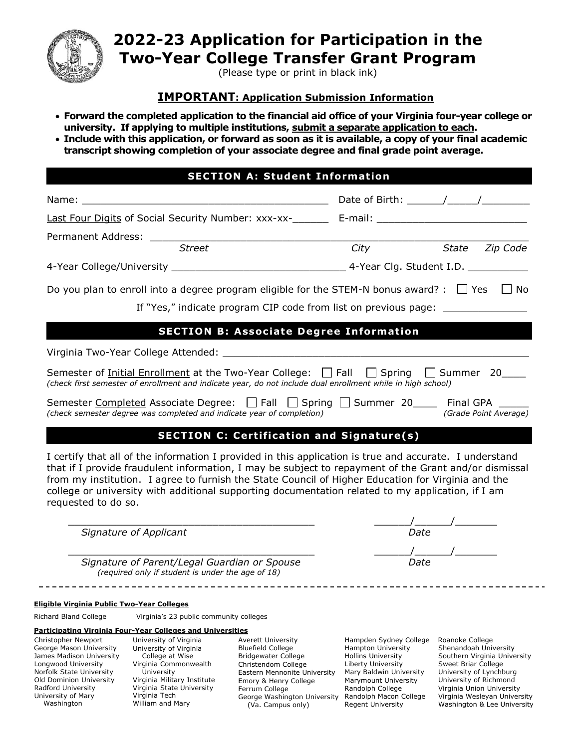# 2022-23 Application for Participation in the Two-Year College Transfer Grant Program

(Please type or print in black ink)

## **IMPORTANT: Application Submission Information**

- **Forward the completed application to the financial aid office of your Virginia four-year college or university. If applying to multiple institutions, submit a separate application to each.**
- **Include with this application, or forward as soon as it is available, a copy of your final academic transcript showing completion of your associate degree and final grade point average.**

## SECTION A: Student Information

Name: ________________________________________ Date of Birth: ______/_____/________

Last Four Digits of Social Security Number: xxx-xx-______ E-mail: _________________________

Permanent Address: ___________________________________________________________________
*Street* *City* *State* *Zip Code*

4-Year College/University ____________________________ 4-Year Clg. Student I.D. __________

Do you plan to enroll into a degree program eligible for the STEM-N bonus award? : ☐ Yes ☐ No

If "Yes," indicate program CIP code from list on previous page: _____________

## SECTION B: Associate Degree Information

Virginia Two-Year College Attended: ________________________________________________

Semester of Initial Enrollment at the Two-Year College: ☐ Fall ☐ Spring ☐ Summer 20____
*(check first semester of enrollment and indicate year, do not include dual enrollment while in high school)*

Semester Completed Associate Degree: ☐ Fall ☐ Spring ☐ Summer 20____ Final GPA _____
*(check semester degree was completed and indicate year of completion)* *(Grade Point Average)*

## SECTION C: Certification and Signature(s)

I certify that all of the information I provided in this application is true and accurate. I understand that if I provide fraudulent information, I may be subject to repayment of the Grant and/or dismissal from my institution. I agree to furnish the State Council of Higher Education for Virginia and the college or university with additional supporting documentation related to my application, if I am requested to do so.

________________________________________ ______/______/_______
*Signature of Applicant* *Date*

________________________________________ ______/______/_______
*Signature of Parent/Legal Guardian or Spouse* *Date*
*(required only if student is under the age of 18)*

---

**Eligible Virginia Public Two-Year Colleges**

Richard Bland College

Virginia's 23 public community colleges

**Participating Virginia Four-Year Colleges and Universities**

Christopher Newport
George Mason University
James Madison University
Longwood University
Norfolk State University
Old Dominion University
Radford University
University of Mary Washington
University of Virginia
University of Virginia College at Wise
Virginia Commonwealth University
Virginia Military Institute
Virginia State University
Virginia Tech
William and Mary
Averett University
Bluefield College
Bridgewater College
Christendom College
Eastern Mennonite University
Emory & Henry College
Ferrum College
George Washington University (Va. Campus only)
Hampden Sydney College
Hampton University
Hollins University
Liberty University
Mary Baldwin University
Marymount University
Randolph College
Randolph Macon College
Regent University
Roanoke College
Shenandoah University
Southern Virginia University
Sweet Briar College
University of Lynchburg
University of Richmond
Virginia Union University
Virginia Wesleyan University
Washington & Lee University